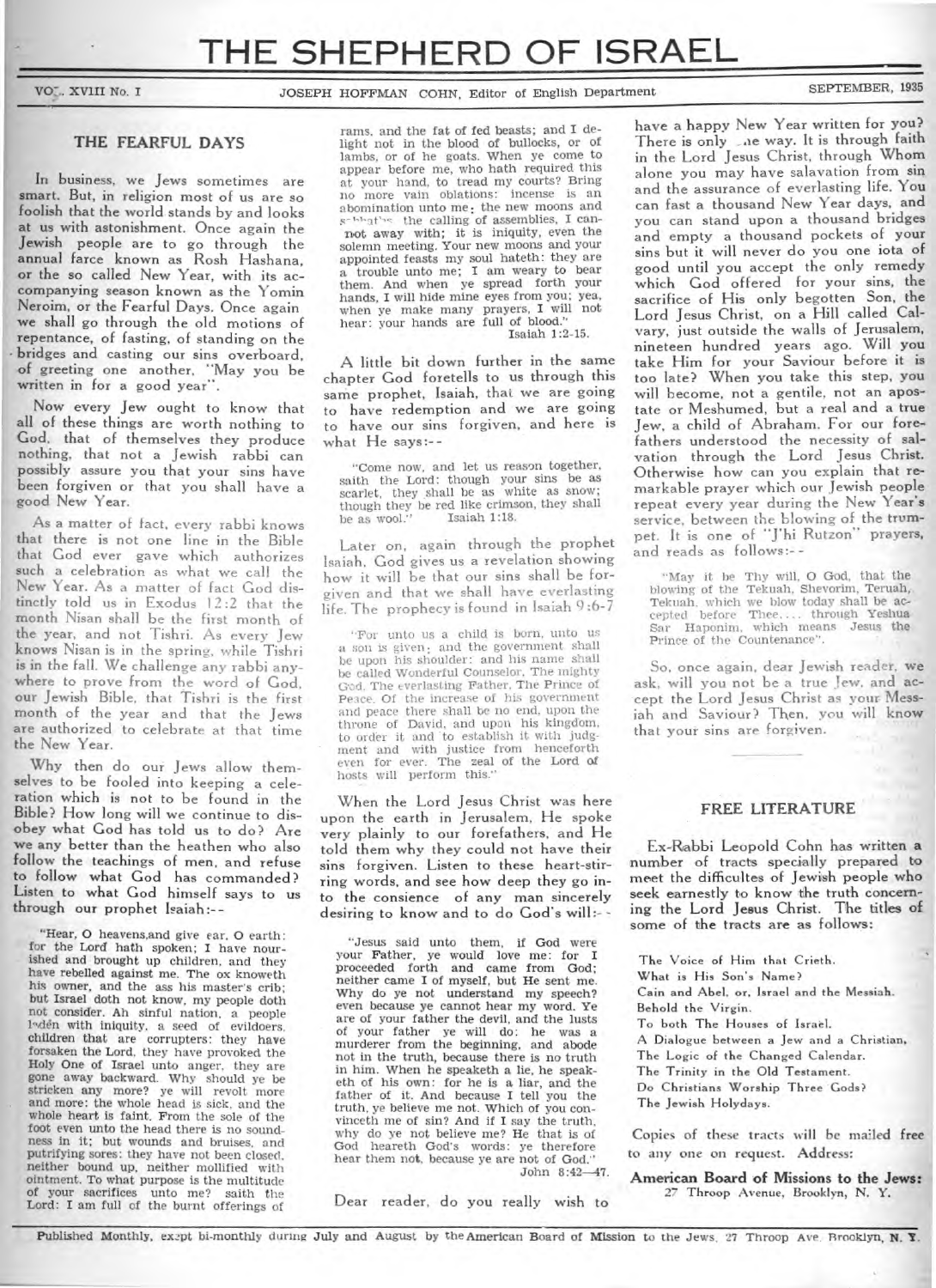# THE SHEPHERD OF ISRAEL

VOL. XVIII No. 1 — JOSEPH HOFFMAN COHN, Editor of English Department — SEPTEMBER, 1935

## THE FEARFUL DAYS

In business, we Jews sometimes are smart. But, in religion most of us are so foolish that the world stands by and looks at us with astonishment. Once again the Jewish people are to go through the annual farce known as Rosh Hashana, or the so called New Year, with its accompanying season known as the Yomin Neroim, or the Fearful Days. Once again we shall go through the old motions of repentance, of fasting, of standing on the bridges and casting our sins overboard, of greeting one another, "May you be written in for a good year".

Now every Jew ought to know that all of these things are worth nothing to God, that of themselves they produce nothing, that not a Jewish rabbi can possibly assure you that your sins have been forgiven or that you shall have a good New Year.

As a matter of fact, every rabbi knows that there is not one line in the Bible that God ever gave which authorizes such a celebration as what we call the New Year. As a matter of fact God distinctly told us in Exodus 12:2 that the month Nisan shall be the first month of the year, and not Tishri. As every Jew knows Nisan is in the spring, while Tishri is in the fall. We challenge any rabbi anywhere to prove from the word of God, our Jewish Bible, that Tishri is the first month of the year and that the Jews are authorized to celebrate at that time the New Year.

Why then do our Jews allow themselves to be fooled into keeping a celeration which is not to be found in the Bible? How long will we continue to disobey what God has told us to do? Are we any better than the heathen who also follow the teachings of men, and refuse to follow what God has commanded? Listen to what God himself says to us through our prophet Isaiah:--

> "Hear, O heavens,and give ear, O earth: for the Lord hath spoken; I have nourished and brought up children, and they have rebelled against me. The ox knoweth his owner, and the ass his master's crib; but Israel doth not know, my people doth not consider. Ah sinful nation, a people laden with iniquity, a seed of evildoers, children that are corrupters: they have forsaken the Lord, they have provoked the Holy One of Israel unto anger, they are gone away backward. Why should ye be stricken any more? ye will revolt more and more: the whole head is sick, and the whole heart is faint. From the sole of the foot even unto the head there is no soundness in it; but wounds and bruises, and putrifying sores: they have not been closed, neither bound up, neither mollified with ointment. To what purpose is the multitude of your sacrifices unto me? saith the Lord: I am full of the burnt offerings of rams, and the fat of fed beasts; and I delight not in the blood of bullocks, or of lambs, or of he goats. When ye come to appear before me, who hath required this at your hand, to tread my courts? Bring no more vain oblations: incense is an abomination unto me; the new moons and sabbaths, the calling of assemblies, I cannot away with; it is iniquity, even the solemn meeting. Your new moons and your appointed feasts my soul hateth: they are a trouble unto me; I am weary to bear them. And when ye spread forth your hands, I will hide mine eyes from you; yea, when ye make many prayers, I will not hear: your hands are full of blood."
>
> Isaiah 1:2-15.

A little bit down further in the same chapter God foretells to us through this same prophet, Isaiah, that we are going to have redemption and we are going to have our sins forgiven, and here is what He says:--

> "Come now, and let us reason together, saith the Lord: though your sins be as scarlet, they shall be as white as snow; though they be red like crimson, they shall be as wool." Isaiah 1:18.

Later on, again through the prophet Isaiah, God gives us a revelation showing how it will be that our sins shall be forgiven and that we shall have everlasting life. The prophecy is found in Isaiah 9:6-7

> "For unto us a child is born, unto us a son is given; and the government shall be upon his shoulder: and his name shall be called Wonderful Counselor, The mighty God, The everlasting Father, The Prince of Peace. Of the increase of his government and peace there shall be no end, upon the throne of David, and upon his kingdom, to order it and to establish it with judgment and with justice from henceforth even for ever. The zeal of the Lord of hosts will perform this."

When the Lord Jesus Christ was here upon the earth in Jerusalem, He spoke very plainly to our forefathers, and He told them why they could not have their sins forgiven. Listen to these heart-stirring words, and see how deep they go into the consience of any man sincerely desiring to know and to do God's will:--

> "Jesus said unto them, if God were your Father, ye would love me: for I proceeded forth and came from God; neither came I of myself, but He sent me. Why do ye not understand my speech? even because ye cannot hear my word. Ye are of your father the devil, and the lusts of your father ye will do: he was a murderer from the beginning, and abode not in the truth, because there is no truth in him. When he speaketh a lie, he speaketh of his own: for he is a liar, and the father of it. And because I tell you the truth, ye believe me not. Which of you convinceth me of sin? And if I say the truth, why do ye not believe me? He that is of God heareth God's words: ye therefore hear them not, because ye are not of God."
>
> John 8:42—47.

Dear reader, do you really wish to have a happy New Year written for you? There is only one way. It is through faith in the Lord Jesus Christ, through Whom alone you may have salavation from sin and the assurance of everlasting life. You can fast a thousand New Year days, and you can stand upon a thousand bridges and empty a thousand pockets of your sins but it will never do you one iota of good until you accept the only remedy which God offered for your sins, the sacrifice of His only begotten Son, the Lord Jesus Christ, on a Hill called Calvary, just outside the walls of Jerusalem, nineteen hundred years ago. Will you take Him for your Saviour before it is too late? When you take this step, you will become, not a gentile, not an apostate or Meshumed, but a real and a true Jew, a child of Abraham. For our forefathers understood the necessity of salvation through the Lord Jesus Christ. Otherwise how can you explain that remarkable prayer which our Jewish people repeat every year during the New Year's service, between the blowing of the trumpet. It is one of "J'hi Rutzon" prayers, and reads as follows:--

> "May it be Thy will, O God, that the blowing of the Tekuah, Shevorim, Teruah, Tekuah, which we blow today shall be accepted before Thee.... through Yeshua Sar Haponim, which means Jesus the Prince of the Countenance".

So, once again, dear Jewish reader, we ask, will you not be a true Jew, and accept the Lord Jesus Christ as your Messiah and Saviour? Then, you will know that your sins are forgiven.

## FREE LITERATURE

Ex-Rabbi Leopold Cohn has written a number of tracts specially prepared to meet the difficultes of Jewish people who seek earnestly to know the truth concerning the Lord Jesus Christ. The titles of some of the tracts are as follows:

- The Voice of Him that Crieth.
- What is His Son's Name?
- Cain and Abel, or, Israel and the Messiah.
- Behold the Virgin.
- To both The Houses of Israel.
- A Dialogue between a Jew and a Christian.
- The Logic of the Changed Calendar.
- The Trinity in the Old Testament.
- Do Christians Worship Three Gods?
- The Jewish Holydays.

Copies of these tracts will be mailed free to any one on request. Address:

**American Board of Missions to the Jews:**
27 Throop Avenue, Brooklyn, N. Y.

Published Monthly, except bi-monthly during July and August by the American Board of Mission to the Jews, 27 Throop Ave. Brooklyn, N. Y.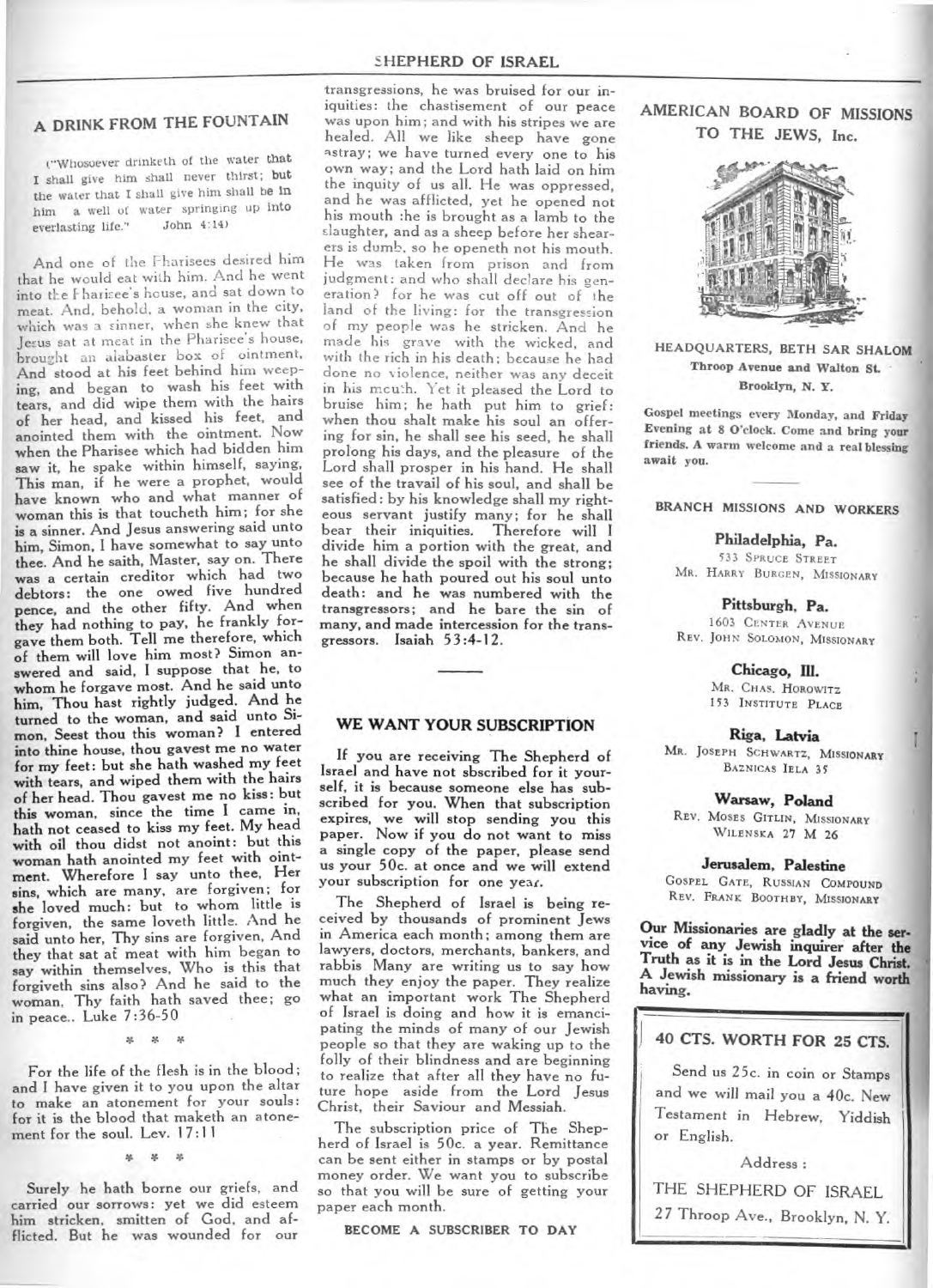## A DRINK FROM THE FOUNTAIN

("Whosoever drinketh of the water that I shall give him shall never thirst; but the water that I shall give him shall be in him a well of water springing up into everlasting life." John 4:14)

And one of the Pharisees desired him that he would eat with him. And he went into the Pharisee's house, and sat down to meat. And, behold, a woman in the city, which was a sinner, when she knew that Jesus sat at meat in the Pharisee's house, brought an alabaster box of ointment, And stood at his feet behind him weeping, and began to wash his feet with tears, and did wipe them with the hairs of her head, and kissed his feet, and anointed them with the ointment. Now when the Pharisee which had bidden him saw it, he spake within himself, saying, This man, if he were a prophet, would have known who and what manner of woman this is that toucheth him; for she is a sinner. And Jesus answering said unto him, Simon, I have somewhat to say unto thee. And he saith, Master, say on. There was a certain creditor which had two debtors: the one owed five hundred pence, and the other fifty. And when they had nothing to pay, he frankly forgave them both. Tell me therefore, which of them will love him most? Simon answered and said, I suppose that he, to whom he forgave most. And he said unto him, Thou hast rightly judged. And he turned to the woman, and said unto Simon, Seest thou this woman? I entered into thine house, thou gavest me no water for my feet: but she hath washed my feet with tears, and wiped them with the hairs of her head. Thou gavest me no kiss: but this woman, since the time I came in, hath not ceased to kiss my feet. My head with oil thou didst not anoint: but this woman hath anointed my feet with ointment. Wherefore I say unto thee, Her sins, which are many, are forgiven; for she loved much: but to whom little is forgiven, the same loveth little. And he said unto her, Thy sins are forgiven, And they that sat at meat with him began to say within themselves, Who is this that forgiveth sins also? And he said to the woman, Thy faith hath saved thee; go in peace.. Luke 7:36-50

\* \* \*

For the life of the flesh is in the blood; and I have given it to you upon the altar to make an atonement for your souls: for it is the blood that maketh an atonement for the soul. Lev. 17:11

\* \* \*

Surely he hath borne our griefs, and carried our sorrows: yet we did esteem him stricken, smitten of God, and afflicted. But he was wounded for our transgressions, he was bruised for our iniquities: the chastisement of our peace was upon him; and with his stripes we are healed. All we like sheep have gone astray; we have turned every one to his own way; and the Lord hath laid on him the inquity of us all. He was oppressed, and he was afflicted, yet he opened not his mouth :he is brought as a lamb to the slaughter, and as a sheep before her shearers is dumb, so he openeth not his mouth. He was taken from prison and from judgment: and who shall declare his generation? for he was cut off out of the land of the living: for the transgression of my people was he stricken. And he made his grave with the wicked, and with the rich in his death; because he had done no violence, neither was any deceit in his mouth. Yet it pleased the Lord to bruise him; he hath put him to grief: when thou shalt make his soul an offering for sin, he shall see his seed, he shall prolong his days, and the pleasure of the Lord shall prosper in his hand. He shall see of the travail of his soul, and shall be satisfied: by his knowledge shall my righteous servant justify many; for he shall bear their iniquities. Therefore will I divide him a portion with the great, and he shall divide the spoil with the strong; because he hath poured out his soul unto death: and he was numbered with the transgressors; and he bare the sin of many, and made intercession for the transgressors. Isaiah 53:4-12.

## WE WANT YOUR SUBSCRIPTION

If you are receiving The Shepherd of Israel and have not sbscribed for it yourself, it is because someone else has subscribed for you. When that subscription expires, we will stop sending you this paper. Now if you do not want to miss a single copy of the paper, please send us your 50c. at once and we will extend your subscription for one year.

The Shepherd of Israel is being received by thousands of prominent Jews in America each month; among them are lawyers, doctors, merchants, bankers, and rabbis Many are writing us to say how much they enjoy the paper. They realize what an important work The Shepherd of Israel is doing and how it is emancipating the minds of many of our Jewish people so that they are waking up to the folly of their blindness and are beginning to realize that after all they have no future hope aside from the Lord Jesus Christ, their Saviour and Messiah.

The subscription price of The Shepherd of Israel is 50c. a year. Remittance can be sent either in stamps or by postal money order. We want you to subscribe so that you will be sure of getting your paper each month.

BECOME A SUBSCRIBER TO DAY

## AMERICAN BOARD OF MISSIONS TO THE JEWS, Inc.

HEADQUARTERS, BETH SAR SHALOM

**Throop Avenue and Walton St. Brooklyn, N. Y.**

**Gospel meetings every Monday, and Friday Evening at 8 O'clock. Come and bring your friends. A warm welcome and a real blessing await you.**

### BRANCH MISSIONS AND WORKERS

**Philadelphia, Pa.**
533 Spruce Street
Mr. Harry Burgen, Missionary

**Pittsburgh, Pa.**
1603 Center Avenue
Rev. John Solomon, Missionary

**Chicago, Ill.**
Mr. Chas. Horowitz
153 Institute Place

**Riga, Latvia**
Mr. Joseph Schwartz, Missionary
Baznicas Iela 35

**Warsaw, Poland**
Rev. Moses Gitlin, Missionary
Wilenska 27 M 26

**Jerusalem, Palestine**
Gospel Gate, Russian Compound
Rev. Frank Boothby, Missionary

**Our Missionaries are gladly at the service of any Jewish inquirer after the Truth as it is in the Lord Jesus Christ. A Jewish missionary is a friend worth having.**

### 40 CTS. WORTH FOR 25 CTS.

Send us 25c. in coin or Stamps and we will mail you a 40c. New Testament in Hebrew, Yiddish or English.

Address :

THE SHEPHERD OF ISRAEL
27 Throop Ave., Brooklyn, N. Y.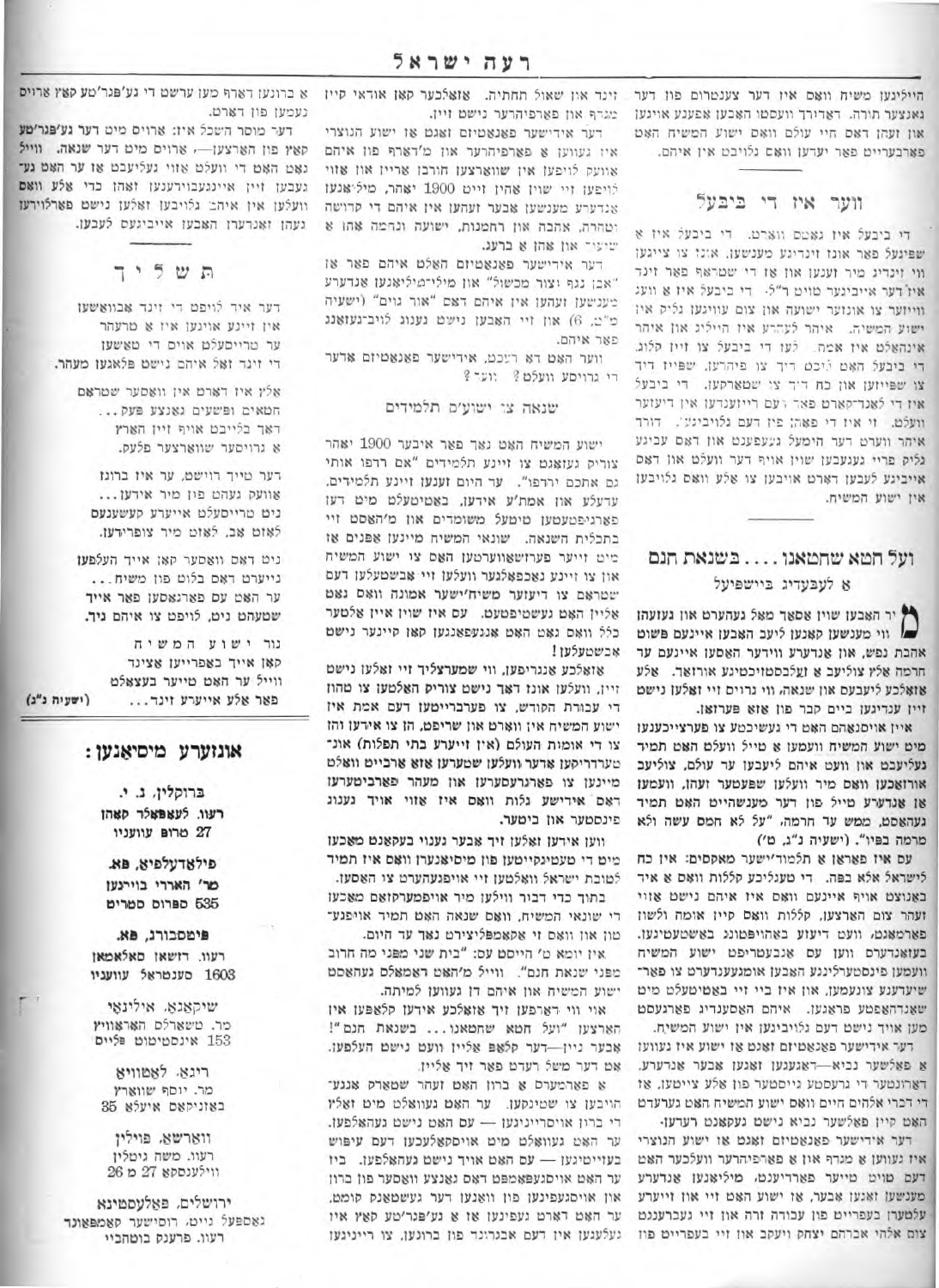הייליגען משיח וואס איז דער צענטרום פון דער גאנצער תורה. דאדורך וועסטו האבען אפענע אויגען און זעהן דאס חיי עולם וואס ישוע המשיח האט פארבערייט פאר יעדען וואס גלויבט אין איהם.

## ווער איז די ביבעל

די ביבעל איז גאטס ווארט. די ביבעל איז א שפיגעל פאר אונז זינדיגע מענשען. אונז צו צייגען ווי זינדיג מיר זענען און אז די שטראף פאר זינד איז דער אייביגער טויט ר"ל. די ביבעל איז א וועג ווייזער צו אונזער ישועה און צום עוויגען גליק אין ישוע המשיח. איהר לערהע איז הייליג און איהר אינהאלט איז אמת. לעז די ביבעל צו זיין קלוג. די ביבעל האט געבט דיך צו פיהרען, שפייזט דיך צו שפייזען און כח דיך צו שטארקען. די ביבעל איז די לאנד־קארט פאר דעם רייזענדען אין דיעזער וועלט. זי איז די פאהן פון דעם גלויביגען. דורך איהר ווערט דער הימעל געעפענט און דאס עביגע גליק פריי געגעבען שוין אויף דער וועלט און דאס אייביגע לעבען דארט איבער צו אלע וואס גלויבען אין ישוע המשיח.

## ועל חטא שחטאנו .... בשנאת חנם

### א לעבעדיג ביישפיעל

מיר האבען שוין אסאך מאל געהערט און געזעהן ווי מענשען קענען ליעב האבען איינעם פשוט אהבת נפש, און אנדערע ווידער האסען איינעם עד חרמה אלע צוליעב א זעלבסטזיכטיגע אורזאך. אלע אזאלכע ליעבעס און שנאה, ווי גרויס זיי זאלען נישט זיין ענדיגען ביים קבר פון אזא פערזאן.

איין אויסנאהם איז דאס די געשיכטע צו פערצייכענען מיט ישוע המשיח וועמען א טייל וועלט האט תמיד געליעבט און וועט איהם ליעבען עד עולם, צוליעב אורזאכען וואס מיר וועלען שפעטער זעהן, וועמען א אנדערע טייל פון דער מענשהייט האט תמיד געהאסט, ממש עד חרמה, "על לא חמס עשה ולא מרמה בפיו". (ישעיה נ"ג, ט')

עס איז פאראן א תלמוד'ישער מאמר: אין כח לישראל אלא בפה. די טענליכע קללות וואס א איד באנוצט אויף איינעם וואס איז איהם נישט אזוי זעהר צום הארצען, קללות וואס קיין אומה ולשון פארמאגט, ווען דיעזע באהויפטונג באשטעטיגען. בעזאנדערס ווען עס אנבעטריפט ישוע המשיח וועמען פינסטערלינגען האבען אומגענענדערט פאר־שיעדענע צונעמען, און איז ביי זיי באטיטעלט מיט שאנדהאפטע נאמען. איהם האסענדיג פארגעסט מען אויך נישט דעם גלויביגען אין ישוע המשיח.

דער אידישער פאנאטיזם זאגט אז ישו איז געווען א פאלשער נביא—דאגעגען זאגען אבער אנדערע. דארונטער די גרעסטע גייסטער פון אלע צייטען, אז די דברי אלהים חיים וואס ישוע המשיח האט גערעדט האט קיין פאלשער נביא נישט געקאנט רעדען.

דער אידישער פאנאטיזם זאגט אז ישוע הנוצרי איז געווען א מגדף און א פארפיהרער וועלכער האט דעם טויט טייער פארדיענט, מיליאנען אנדערע מענשען זאגען אבער, אז ישוע האט זיי און זייערע עלטערן בעפרייט פון עבודה זרה און זיי געבראכט צום אלהי אברהם יצחק ויעקב און זיי בעפרייט פון זינד און שאול תחתית. אזאלכער קאן אוודאי קיין מגדף און פארפיהרער נישט זיין.

דער אידישער פאנאטיזם זאגט אז ישוע הנוצרי איז געווען א פארפיהרער און מ'דארף פון איהם אוועק לויפען ווי שווארצען חורבן אריין און אזוי לויפען זיי שוין אהין זייט 1900 יאהר, מיליאנען אנדערע מענשען אבער זעהען אין איהם די קדושה וטהרה, אהבה און רחמנות, ישועה ונחמה אהן א שיעור און אהן א ברעג.

דער אידישער פאנאטיזם האלט איהם פאר אן "אבן נגף וצור מכשול" און מיליאנען אנדערע מענשען זעהען אין איהם דאס "אור גוים" (ישעיה מ"ב, ו') און זיי האבען נישט גענוג לויב־געזאנגע פאר איהם.

ווער האט דא רעכט, אידישער פאנאטיזם אדער די גרויסע וועלט? ווער?

## שנאה צו ישוע'ס תלמידים

ישוע המשיח האט נאך פאר איבער 1900 יאהר צוריק געזאגט צו זיינע תלמידים "אם רדפו אותי גם אתכם ירדפו". עד היום זענען זיינע תלמידים, עדעלע און אמת'ע אידען, באטיטעלט מיט דעם פארגיפטעטען טיטעל משומדים און מ'האסט זיי בתכלית השנאה. שונאי המשיח מיינען אפנים אז מיט זייער פערזיפוואונג האט צו ישוע המשיח און צו זיינע נאכפאלגער וועלען זיי אבשטעלען דעם שטראם צו דיעזער משיח'ישער אמונה וואס גאט אליין האט געשטיפטעט. עס איז שוין איין אלטער כלל וואס גאט האט אנגעפאנגען קאן קיינער נישט אבשטעלען!

אזאלכע אנגריפען, ווי שמערצליך זיי זאלען נישט זיין, וועלען אונז דאך נישט צוריק האלטען צו טהון די עבודת הקודש, צו פערברייטען דעם אמת אז ישוע המשיח איז ווארט און שריפט, הן צו אידען והן צו די אומות העולם (אין זייערע בתי תפלות) און־טערדריקען אדער וועלען שטערען אזא ארבייט וואלט מיינען צו פערגרעסערען און מעהר פערביטערען דאס אידישע גלות וואס איז אזוי אויך גענוג פינסטער און ביטער.

ווען אידען זאלען זיך אבער גענוי בעקאנט מאכען מיט די טעטיגקייטען פון מיסיאנערען וואס איז תמיד לטובת ישראל וואלטען זיי אויפגעהערט צו האסען.

בתוך כדי דבור ווילען מיר אויפמערקזאם מאכען די שונאי המשיח, וואס שנאה האט תמיד אויפגע־טון און וואס זי אקאמפליצירט נאך עד היום.

אין יומא ט' הייסט עס: "בית שני מפני מה חרב מפני שנאת חנם". ווייל מ'האט דאמאלס געהאסט ישוע המשיח און איהם דן געווען למיתה.

אוי ווי דארפען זיך אזאלכע אידען קלאפען אין הארצען "ועל חטא שחטאנו.... בשנאת חנם"! אבער ניין—דער קלאפ אליין וועט נישט העלפען. אט דער משל רעדט פאר זיך אליין.

א פארמערס ברונ האט זעהר שטארק אנגע־הויבען צו שטינקען. ער האט געוואלט מיט זאלץ די ברונ אויסרייניגען — עס האט נישט געהאלפען. ער האט געוואלט מיט אויסקאלקען דעם עיפוש בעזייטיגען — עס האט אויך נישט געהאלפען. ביז ער האט אויסגעפאמפט דאס גאנצע וואסער פון ברונ און אויסגעפינען פון וואנען דער געשטאנק קומט. ער האט דארט געפינען אז א נע'פגר'טע קאץ איז געלעגען אין דעם אבגרונד פון ברונען, צו רייניגען א ברונען דארף מען ערשט די נע'פגר'טע קאץ ארויס נעמען פון דארט.

דער מוסר השכל איז: ארויס מיט דער נע'פגר'טע קאץ פון הארצען— ארויס מיט דער שנאה. ווייל גאט האט די וועלט אזוי געליעבט אז ער האט גע־געבען זיין איינגעבוירענעם זאהן כדי אלע וואס וועלען אין איהם גלויבען זאלען נישט פארלוירען געהן זאנדערן האבען אייביגעס לעבען.

## תשליך

דער איד לויפט די זינד אבוואשען
אין זיינע אויגען איז א טרעהר
ער טרייסלט אויס די טאשען
די זינד לאזט זיך נישט פלאנען מעהר.

אלע דארט אין וואסער שטראם
חטאים ופשעים גאנצע פעק...
דאך בלייבט אויף זיין הארץ
א גרויסער שווארצער פלעק.

דער טייך רוישט, ער איז ברוגז
וועק געהן פון מיר אידען...
נישט טרייסלט אייערע קעשענעס
לאזט אב, לאזט מיר צופרידען.

ניט דאס וואסער קאן אייך העלפען
נייערט דאס בלוט פון משיח...
ער האט עס פארגאסען פאר אייך
שטעהט ניט, לויפט צו איהם גיך.

נור ישוע המשיח
קאן אייך באפרייען אצינד
ווייל ער האט טייער בעצאלט
פאר אלע אייערע זינד... (ישעיה נ"ג)

## אונזערע מיסיאנען:

**ברוקלין, נ. י.**
**רעוו. לעאפאלד קאהן**
**27 טרופ עווענוו**

**פילאדעלפיא, פא.**
**מר' הארי בוויענן**
**535 ספרוס סטריט**

**פיטסבורג, פא.**
**רעוו. דזשאן סאלאמאן**
**1603 סענטראל עוועניו**

**שיקאגא, אילינאי**
**מר. טשארלס הארוויץ**
**153 אינסטיטוט פלייס**

**ריגא, לאטוויא**
**מר. יוסף שווארץ**
**באזניקאס איעלא 35**

**ווארשא, פוילין**
**רעוו. משה גיטלין**
**ווילענסקא 27 מ 26**

**ירושלים, פאלעסטינא**
**גאספעל נייט, רוסישער קאמפאונד**
**רעוו. פרענק בוטחביי**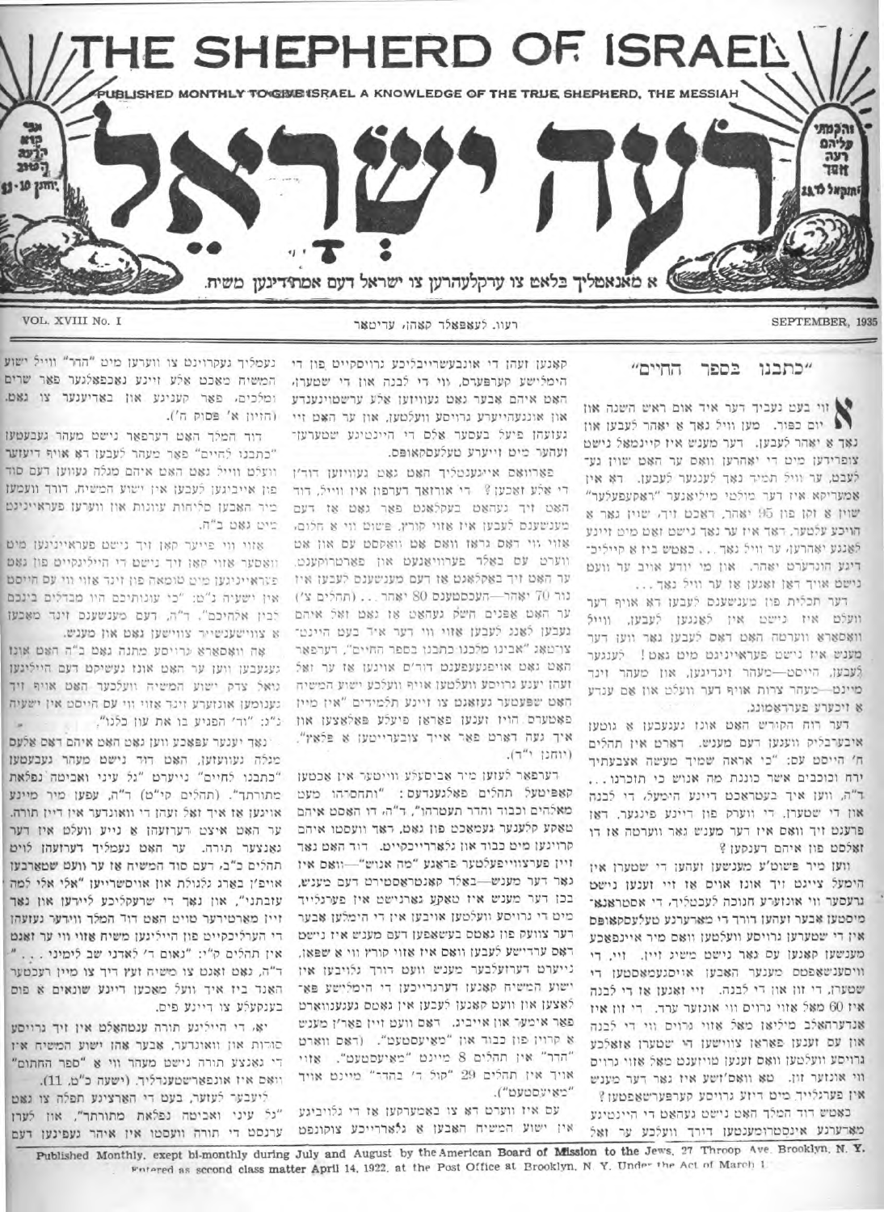# THE SHEPHERD OF ISRAEL

PUBLISHED MONTHLY TO GIVE ISRAEL A KNOWLEDGE OF THE TRUE SHEPHERD, THE MESSIAH

אני הנני רעה הטוב — יוחנן י׳ 11

והקמתי עליהם רעה אחד — יחזקאל ל״ד 23

# רעה ישראל

א מאנאטליך בלאט צו ערקלעהרען צו ישראל דעם אמת'דיגען משיח.

VOL. XVIII No. I — רעוו. לעאפאלד קאהן, עדיטאר — SEPTEMBER, 1935

## "כתבנו בספר החיים"

אזוי בעט נעבין דער איד אום ראש השנה און יום כפור. מען וויל נאך א יאהר לעבען און נאך א יאהר לעבען. דער מענש איז קיינמאל נישט צופרידען מיט די יאהרען וואס ער האט שוין גע־לעבט, ער וויל תמיד נאך לענגער לעבען. דא אין אמעריקא איז דער מיליאנער "ראקעפעלער" שוין א זקן פון 95 יאהר, דאכט זיך, שוין גאר א הויכע עלטער. דאך איז ער נאך נישט זאט מיט זיינע לאנגע יאהרען, ער וויל נאך... כאטש ביז א קיילי־דיגע הונדערט יאהר. און מי יודע אויב ער וועט נישט אויך דאן זאגען אז ער וויל נאך...

דער תכלית פון מענשענס לעבען דא אויף דער וועלט איז נישט אין לאנגען לעבען, ווייל וואסערא ווערטה האט דאס לעבען גאר ווען דער מענש איז נישט פעראייניגט מיט גאט! לענגער לעבען, הייסט—מעהר זינדיגען, און מעהר זינד מיינט—מעהר צרות אויף דער וועלט און אם ענדע א זיכערע פערדאמונג.

דער רוח הקודש האט אונז געגעבען א גוטען איבערבליק וועגען דעם מענש. דארט אין תהלים ח׳ הייסט עס: "כי אראה שמיך מעשה אצבעתיך ירח וכוכבים אשר כוננת מה אנוש כי תזכרנו..." ד"ה, ווען איך בעטראכט דיינע הימעל, די לבנה און די שטערן, די ווערק פון דיינע פינגער, דאן פרעגט זיך וואס איז דער מענש גאר ווערטה אז דו זאלסט פון איהם דענקען?

ווען מיר פשוט'ע מענשען זעהען די שטערן אין הימעל צייגט זיך אונז אויס אז זיי זענען נישט גרעסער ווי אונזערע חנוכה לעכטליך, די אסטראנא־מיסטען אבער זעהען דורך די מאדערנע טעלעסקאפען אין די שטערען גרויסע וועלטען וואס מיר איינפאכע מענשען קאנען עס גאר נישט מישיג זיין. זיי, די וויסענשאפטס מענער האבען אויסגעמאסטען די שטערן, די זון און די לבנה. זיי זאגען אז די לבנה איז 60 מאל אזוי גרויס ווי די אונזער ערד. די זון איז אנדערהאלב מיליאן מאל אזוי גרויס ווי די לבנה און עס זענען פאראן צוויישען די שטערן אזעלכע גרויסע וועלטען וואס זענען טויזענט מאל אזוי גרויס ווי אונזער זון. טא וואס'זשע איז גאר דער מענש אין פערגלייך מיט דיזע גרויסע קרעפערשאפטען?

כאטש דוד המלך האט נישט געהאט די היינטיגע מאדערנע אינסטרומענטען דורך וועלכע ער זאל קאנען זעהן די אונבעשרייבליכע גרויסקייט פון די הימלישע קערפערס, ווי די לבנה און די שטערן, האט איהם אבער גאט געוויזען אלע ערשטוינענדע און אוננעהייערע גרויסע וועלטען, און ער האט זיי געזעהן פיעל בעסער אלס די היינטיגע שטערנ־זעהער מיט זייערע טעלעסקאפען.

פארוואס אייגענטליך האט גאט געוויזען דוד'ן די אלע זאכען? די אורזאך דערפון איז ווייל, דוד האט זיך געהאט בעקלאגט פאר גאט אז דעם מענשענס לעבען איז אזוי קורץ, פשוט ווי א חלום, אזוי ווי דאס גראז וואס אט וואקסט עס און אט ווערט עס באלד פערוועלקט און פארטרוקענט. ער האט זיך בעקלאגט אז דעם מענשענס לעבען איז נור 70 יאהר—העכסטענס 80 יאהר... (תהלים צ׳) ער האט אפשר חשק געהאט אז גאט זאל איהם געבען לאנג לעבען אזוי ווי דער איד בעט היינט־צוטאגע "אבינו מלכנו כתבנו בספר החיים", דערפאר האט גאט אויפגעקלערט דוד'ס אויגען אז ער זאל זעהן יענע גרויסע וועלטען אויף וועלכע ישוע המשיח האט שפעטער געזאגט צו זיינע תלמידים "אין מיין פאטערס הויז זענען פאראן פיעל פאלאצען און איך געה דארט פאר אייך צוברייטען א פלאץ". (יוחנן י"ד).

דערפאר לעזען מיר אביסעלע וויי־טער אין אכטען קאפיטעל תהלים פאלגענדעס: "ותחסרהו מעט מאלהים וכבוד והדר תעטרהו", ד"ה, דו האסט איהם טאקע קלענער געמאכט פון גאט, דאך וועסטו איהם קרוינען מיט כבוד און גלארייכקייט. דוד האט נאך זיין פערצוויי־פעלטער פראגע "מה אנוש"—וואס איז גאר דער מענש—באלד קאנטראסטירט דעם מענש, בכח דער מענש איז טאקע גארנישט אין פערגלייך מיט די גרויסע וועלטען אויבען אין די הימלען אבער דער צוועק פון גאטס בעשאפונג דעם מענש איז נישט דאס ערדישע לעבען וואס איז אזוי קורץ ווי א שפאן, נייערט דעם דורכלעבער מענש וועט דורך גלויבען אין ישוע המשיח קאנען דערגרייכען די הימלישע פאלאצען און וועט קאנען לעבען אין גאטס געגענווארט פאר איביג און אייביג. דאס וועט זיין פאר'ן מענש א קרוין פון כבוד און "מאיעסטעט". (דאס ווארט "הדר" אין תהלים 8 מיינט "מאיעסטעט". אזוי אויך אין תהלים 29 "קול ד׳ בהדר" מיינט אויך "מאיעסטעט").

עס איז ווערט דא צו באמערקען אז די גלויביגע אין ישוע המשיח האבען א גלארייכע צוקונפט נעמליך געקרוינט צו ווערען מיט "הדר" ווייל ישוע המשיח מאכט אלע זיינע נאכפאלגער פאר שרים ומלכים, פאר קעניגע און באדינער צו גאט. (חזיון א׳ פסוק ה׳).

דוד המלך האט דערפאר נישט מעהר געבעטען "כתבנו לחיים" פאר מעהר לעבען דא אויף דיזער וועלט ווייל גאט האט איהם מגלה געווען דעם סוד פון אייביגען לעבען אין ישוע המשיח, דורך וועמען מיר האבען סליחות עוונות און ווערען פעראייניגט מיט גאט ב"ה.

אזוי ווי פייער קאן זיך נישט פעראייניגען מיט וואסער אזוי קאן זיך נישט די הייליגקייט פון גאט פעראייניגען מיט טומאה פון זינד אזוי ווי עס הייסט אין ישעיה נ"ט: "כי עונותיכם היו מבדלים בינכם לבין אלהיכם", ד"ה, דעם מענשענס זינד מאכט א צווישענשייד צווישען גאט און מענש.

אט וואסערא גרויסע מתנה גאט ב"ה האט אונז געגעבען ווען ער האט אונז געשיקט דעם הייליגען גואל צדק ישוע המשיח וועלכער האט אויף זיך גענומען אונזערע זינד אזוי ווי עס הייסט אין ישעיה נ"ג: "וד׳ הפגיע בו את עון כלנו".

נאך יענער זעהאנג ווען גאט האט איהם דאס אלעס מגלה געווען, האט דוד נישט מעהר געבעטען "כתבנו לחיים" נייערט "גל עיני ואביטה נפלאות מתורתך". (תהלים קי"ט) ד"ה, עפען מיר מיינע אויגען אז איך זאל זעהן די וואונדער פון דיין תורה. ער האט איצט דערזעהן דעם וואונדער פון דער גאנצער תורה. ער האט נעמליך דערזעהן לויט תהלים כ"ב, דעם סוד המשיח אז ער וועט שטארבען אויף'ן בארג גלגולת און אויסשרייען "אלי אלי למה עזבתני", און נאך די שרעקליכע ליידען און נאך זיין מארטירער טויט האט דוד המלך ווידער געזעהן די הערליכקייט פון הייליגען משיח אזוי ווי ער זאגט אין תהלים ק"י: "נאום ד׳ לאדני שב לימיני..." ד"ה, גאט זאגט צו משיח זעץ דיך צו מיין רעכטער האנד ביז איך וועל מאכען דיינע שונאים א פוס בענקעלע צו דיינע פיס.

יא, די הייליגע תורה ענטהאלט אין זיך גרויסע סודות און וואונדער, אבער אהן ישוע המשיח איז די גאנצע תורה נישט מעהר ווי א "ספר החתום" וואס איז אונפארשטענדליך. (ישעיה כ"ט, 11).

ליעבער לעזער, בעט די הארציגע תפלה צו גאט "גל עיני ואביטה נפלאות מתורתך", און לערן ערנסט די תורה וועסטו אין איהר געפינען דעם

Published Monthly, except bi-monthly during July and August by the American Board of Mission to the Jews, 27 Throop Ave. Brooklyn, N. Y. Entered as second class matter April 14, 1922, at the Post Office at Brooklyn, N. Y. Under the Act of March 1